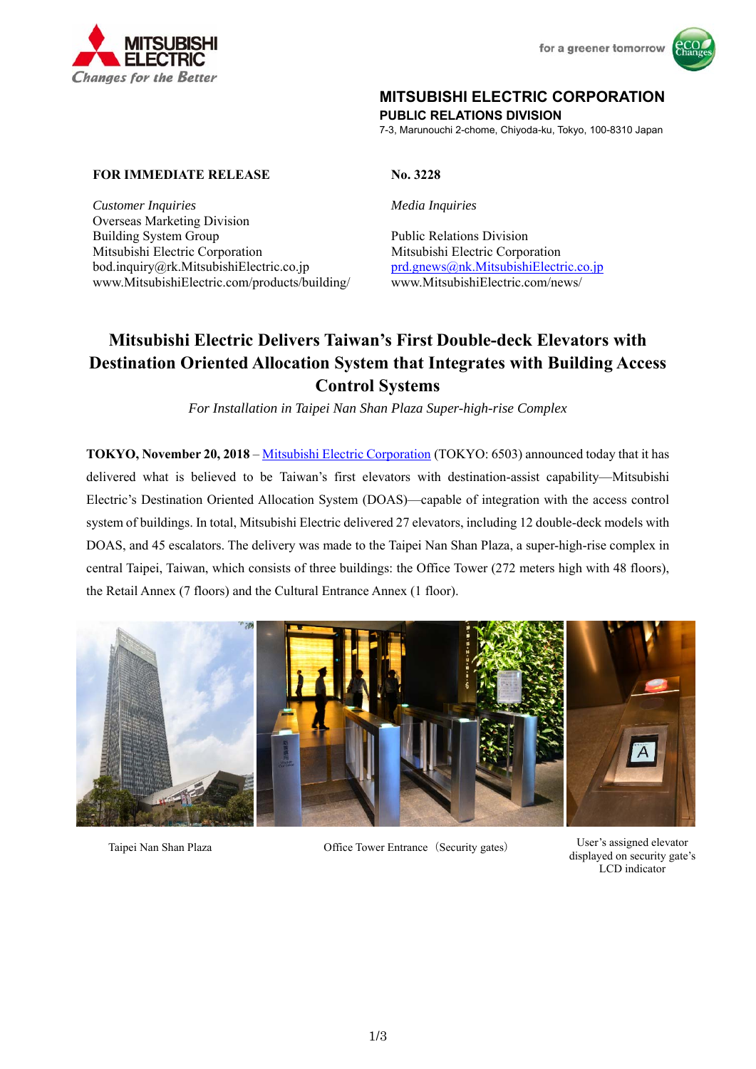**MITSUBISHI ELECTRIC CORPORATION**
**PUBLIC RELATIONS DIVISION**
7-3, Marunouchi 2-chome, Chiyoda-ku, Tokyo, 100-8310 Japan

**FOR IMMEDIATE RELEASE**

**No. 3228**

*Customer Inquiries*
Overseas Marketing Division
Building System Group
Mitsubishi Electric Corporation
bod.inquiry@rk.MitsubishiElectric.co.jp
www.MitsubishiElectric.com/products/building/

*Media Inquiries*

Public Relations Division
Mitsubishi Electric Corporation
prd.gnews@nk.MitsubishiElectric.co.jp
www.MitsubishiElectric.com/news/

# Mitsubishi Electric Delivers Taiwan's First Double-deck Elevators with Destination Oriented Allocation System that Integrates with Building Access Control Systems

*For Installation in Taipei Nan Shan Plaza Super-high-rise Complex*

**TOKYO, November 20, 2018** – Mitsubishi Electric Corporation (TOKYO: 6503) announced today that it has delivered what is believed to be Taiwan's first elevators with destination-assist capability—Mitsubishi Electric's Destination Oriented Allocation System (DOAS)—capable of integration with the access control system of buildings. In total, Mitsubishi Electric delivered 27 elevators, including 12 double-deck models with DOAS, and 45 escalators. The delivery was made to the Taipei Nan Shan Plaza, a super-high-rise complex in central Taipei, Taiwan, which consists of three buildings: the Office Tower (272 meters high with 48 floors), the Retail Annex (7 floors) and the Cultural Entrance Annex (1 floor).

Taipei Nan Shan Plaza

Office Tower Entrance（Security gates）

User's assigned elevator displayed on security gate's LCD indicator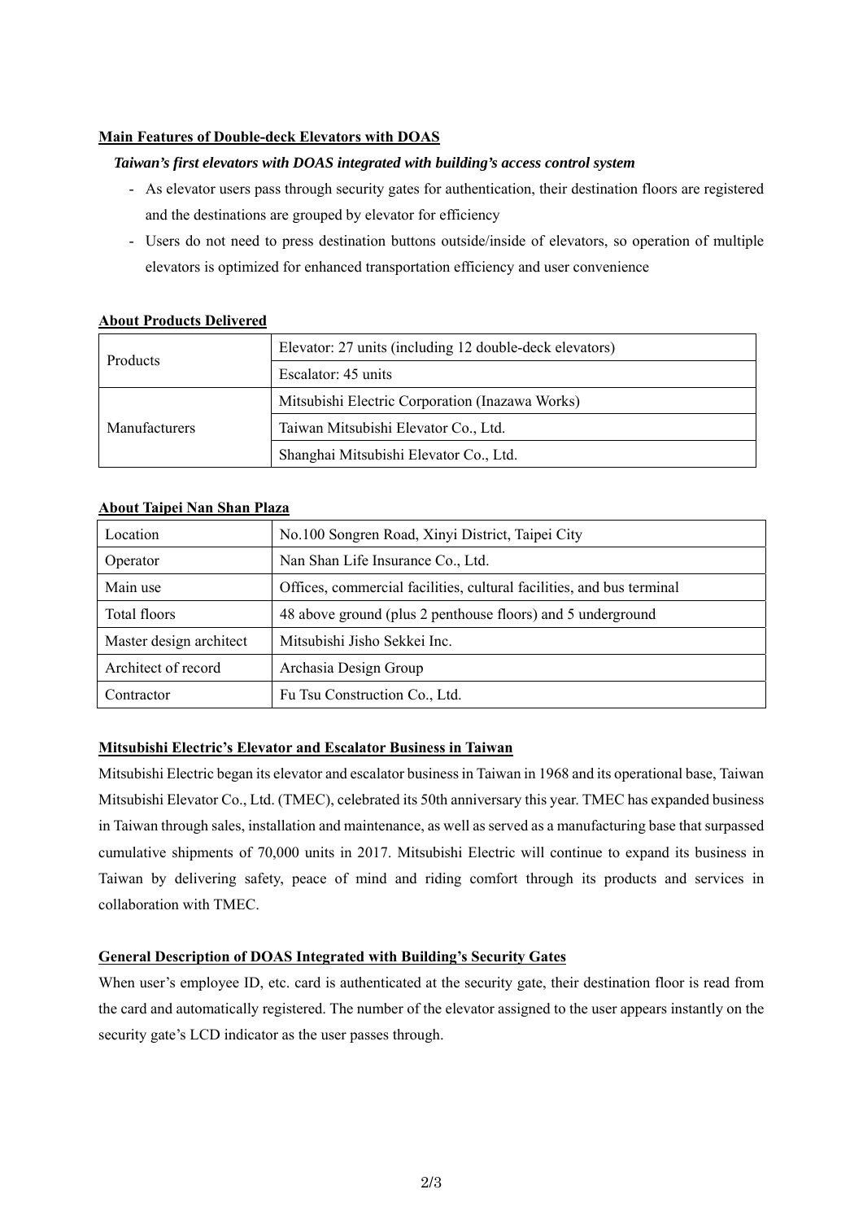**Main Features of Double-deck Elevators with DOAS**

***Taiwan's first elevators with DOAS integrated with building's access control system***

- As elevator users pass through security gates for authentication, their destination floors are registered and the destinations are grouped by elevator for efficiency
- Users do not need to press destination buttons outside/inside of elevators, so operation of multiple elevators is optimized for enhanced transportation efficiency and user convenience

**About Products Delivered**

| | |
|---|---|
| Products | Elevator: 27 units (including 12 double-deck elevators) |
| | Escalator: 45 units |
| Manufacturers | Mitsubishi Electric Corporation (Inazawa Works) |
| | Taiwan Mitsubishi Elevator Co., Ltd. |
| | Shanghai Mitsubishi Elevator Co., Ltd. |

**About Taipei Nan Shan Plaza**

| | |
|---|---|
| Location | No.100 Songren Road, Xinyi District, Taipei City |
| Operator | Nan Shan Life Insurance Co., Ltd. |
| Main use | Offices, commercial facilities, cultural facilities, and bus terminal |
| Total floors | 48 above ground (plus 2 penthouse floors) and 5 underground |
| Master design architect | Mitsubishi Jisho Sekkei Inc. |
| Architect of record | Archasia Design Group |
| Contractor | Fu Tsu Construction Co., Ltd. |

**Mitsubishi Electric's Elevator and Escalator Business in Taiwan**

Mitsubishi Electric began its elevator and escalator business in Taiwan in 1968 and its operational base, Taiwan Mitsubishi Elevator Co., Ltd. (TMEC), celebrated its 50th anniversary this year. TMEC has expanded business in Taiwan through sales, installation and maintenance, as well as served as a manufacturing base that surpassed cumulative shipments of 70,000 units in 2017. Mitsubishi Electric will continue to expand its business in Taiwan by delivering safety, peace of mind and riding comfort through its products and services in collaboration with TMEC.

**General Description of DOAS Integrated with Building's Security Gates**

When user's employee ID, etc. card is authenticated at the security gate, their destination floor is read from the card and automatically registered. The number of the elevator assigned to the user appears instantly on the security gate's LCD indicator as the user passes through.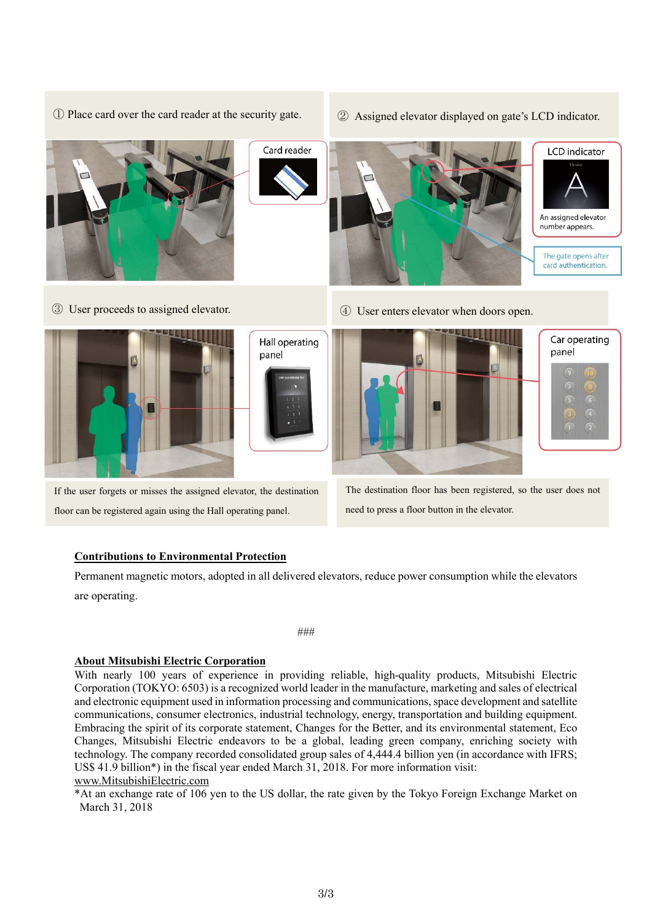① Place card over the card reader at the security gate.

Card reader

② Assigned elevator displayed on gate's LCD indicator.

LCD indicator

An assigned elevator number appears.

The gate opens after card authentication.

③ User proceeds to assigned elevator.

Hall operating panel

If the user forgets or misses the assigned elevator, the destination floor can be registered again using the Hall operating panel.

④ User enters elevator when doors open.

Car operating panel

The destination floor has been registered, so the user does not need to press a floor button in the elevator.

**Contributions to Environmental Protection**

Permanent magnetic motors, adopted in all delivered elevators, reduce power consumption while the elevators are operating.

###

**About Mitsubishi Electric Corporation**

With nearly 100 years of experience in providing reliable, high-quality products, Mitsubishi Electric Corporation (TOKYO: 6503) is a recognized world leader in the manufacture, marketing and sales of electrical and electronic equipment used in information processing and communications, space development and satellite communications, consumer electronics, industrial technology, energy, transportation and building equipment. Embracing the spirit of its corporate statement, Changes for the Better, and its environmental statement, Eco Changes, Mitsubishi Electric endeavors to be a global, leading green company, enriching society with technology. The company recorded consolidated group sales of 4,444.4 billion yen (in accordance with IFRS; US$ 41.9 billion*) in the fiscal year ended March 31, 2018. For more information visit:
www.MitsubishiElectric.com

*At an exchange rate of 106 yen to the US dollar, the rate given by the Tokyo Foreign Exchange Market on March 31, 2018